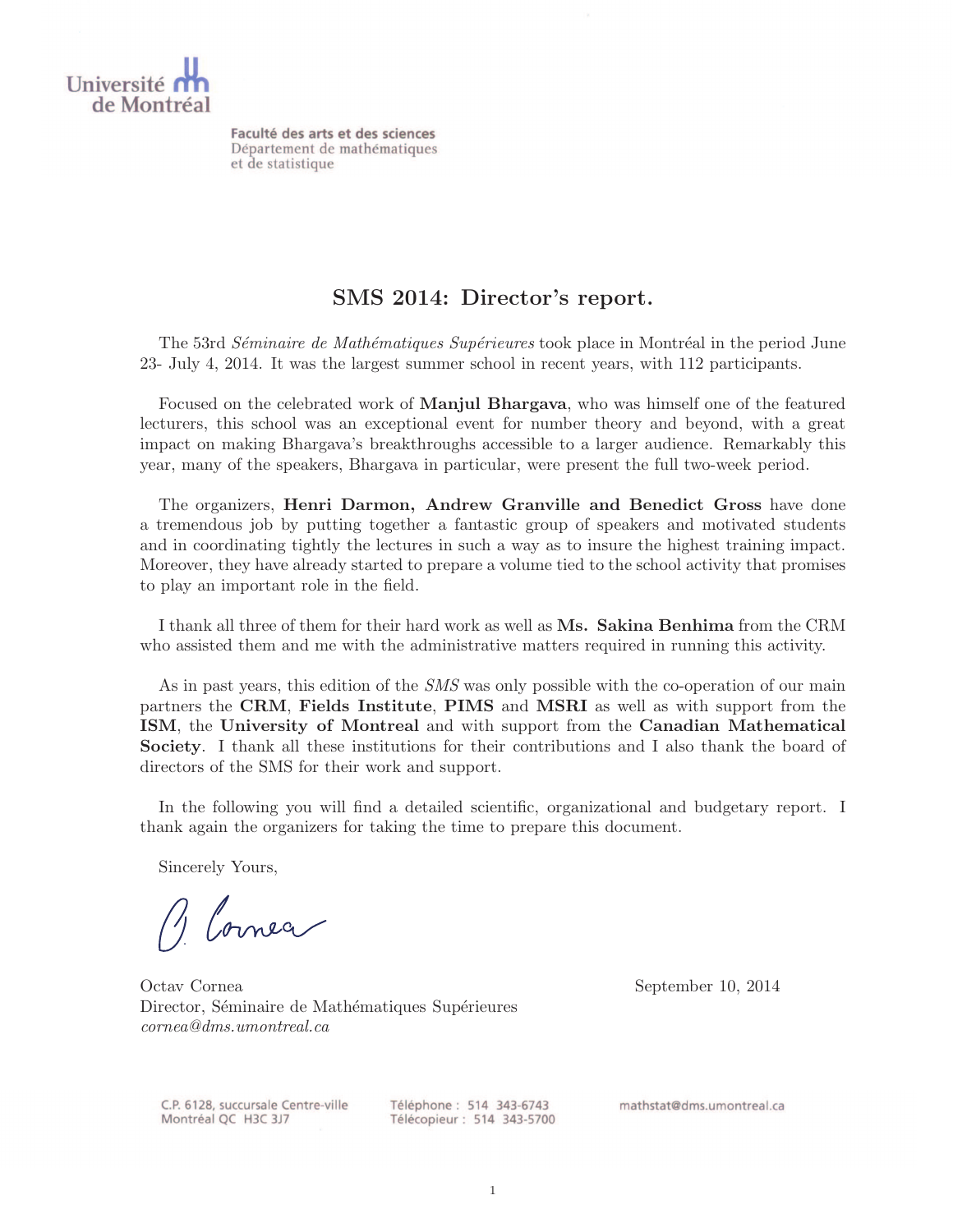Université de Montréal

Faculté des arts et des sciences
Département de mathématiques
et de statistique

## SMS 2014: Director's report.

The 53rd *Séminaire de Mathématiques Supérieures* took place in Montréal in the period June 23- July 4, 2014. It was the largest summer school in recent years, with 112 participants.

Focused on the celebrated work of **Manjul Bhargava**, who was himself one of the featured lecturers, this school was an exceptional event for number theory and beyond, with a great impact on making Bhargava's breakthroughs accessible to a larger audience. Remarkably this year, many of the speakers, Bhargava in particular, were present the full two-week period.

The organizers, **Henri Darmon, Andrew Granville and Benedict Gross** have done a tremendous job by putting together a fantastic group of speakers and motivated students and in coordinating tightly the lectures in such a way as to insure the highest training impact. Moreover, they have already started to prepare a volume tied to the school activity that promises to play an important role in the field.

I thank all three of them for their hard work as well as **Ms. Sakina Benhima** from the CRM who assisted them and me with the administrative matters required in running this activity.

As in past years, this edition of the *SMS* was only possible with the co-operation of our main partners the **CRM**, **Fields Institute**, **PIMS** and **MSRI** as well as with support from the **ISM**, the **University of Montreal** and with support from the **Canadian Mathematical Society**. I thank all these institutions for their contributions and I also thank the board of directors of the SMS for their work and support.

In the following you will find a detailed scientific, organizational and budgetary report. I thank again the organizers for taking the time to prepare this document.

Sincerely Yours,

O. Cornea

Octav Cornea
Director, Séminaire de Mathématiques Supérieures
*cornea@dms.umontreal.ca*

September 10, 2014

C.P. 6128, succursale Centre-ville
Montréal QC H3C 3J7

Téléphone : 514 343-6743
Télécopieur : 514 343-5700

mathstat@dms.umontreal.ca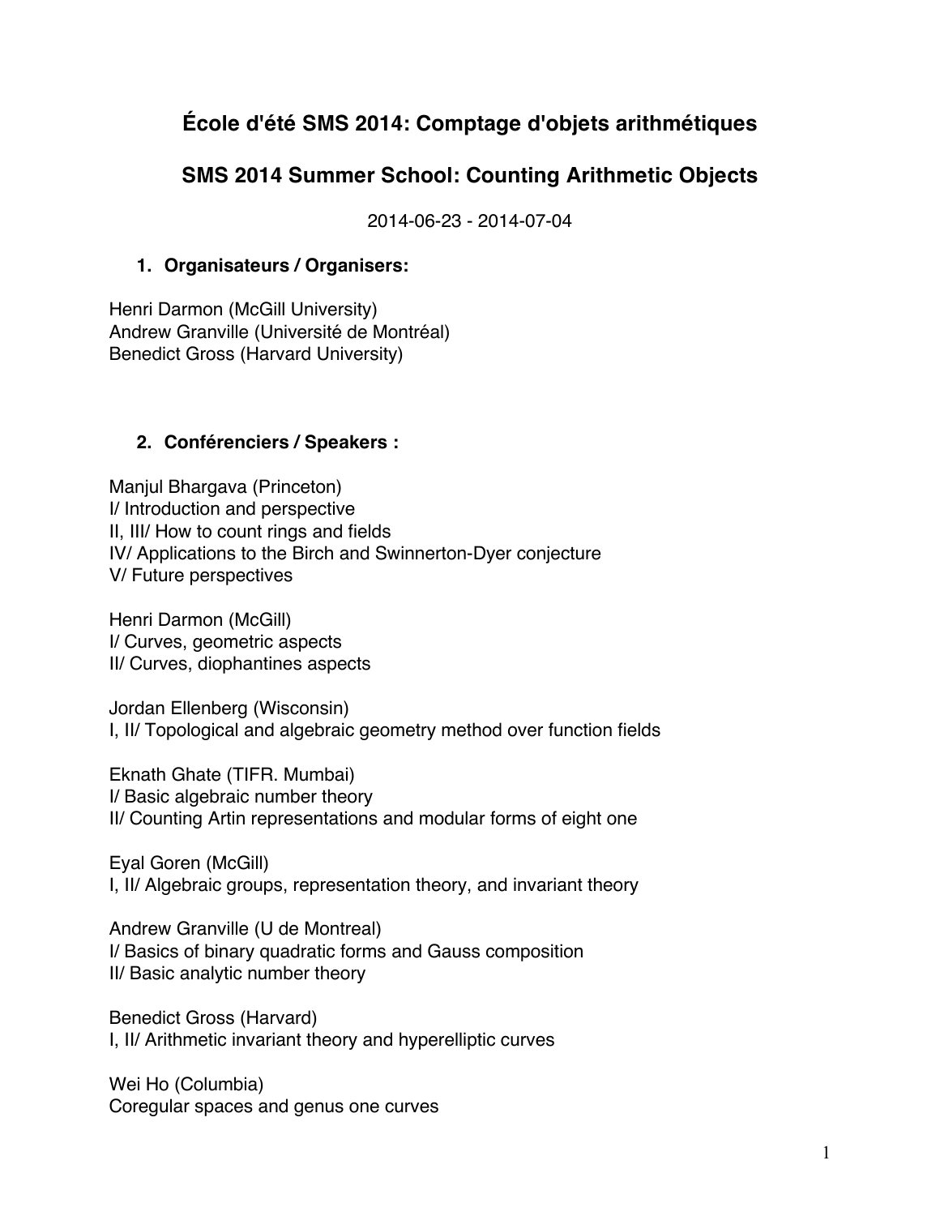# École d'été SMS 2014: Comptage d'objets arithmétiques

# SMS 2014 Summer School: Counting Arithmetic Objects

2014-06-23 - 2014-07-04

## 1. Organisateurs / Organisers:

Henri Darmon (McGill University)
Andrew Granville (Université de Montréal)
Benedict Gross (Harvard University)

## 2. Conférenciers / Speakers :

Manjul Bhargava (Princeton)
I/ Introduction and perspective
II, III/ How to count rings and fields
IV/ Applications to the Birch and Swinnerton-Dyer conjecture
V/ Future perspectives

Henri Darmon (McGill)
I/ Curves, geometric aspects
II/ Curves, diophantines aspects

Jordan Ellenberg (Wisconsin)
I, II/ Topological and algebraic geometry method over function fields

Eknath Ghate (TIFR. Mumbai)
I/ Basic algebraic number theory
II/ Counting Artin representations and modular forms of eight one

Eyal Goren (McGill)
I, II/ Algebraic groups, representation theory, and invariant theory

Andrew Granville (U de Montreal)
I/ Basics of binary quadratic forms and Gauss composition
II/ Basic analytic number theory

Benedict Gross (Harvard)
I, II/ Arithmetic invariant theory and hyperelliptic curves

Wei Ho (Columbia)
Coregular spaces and genus one curves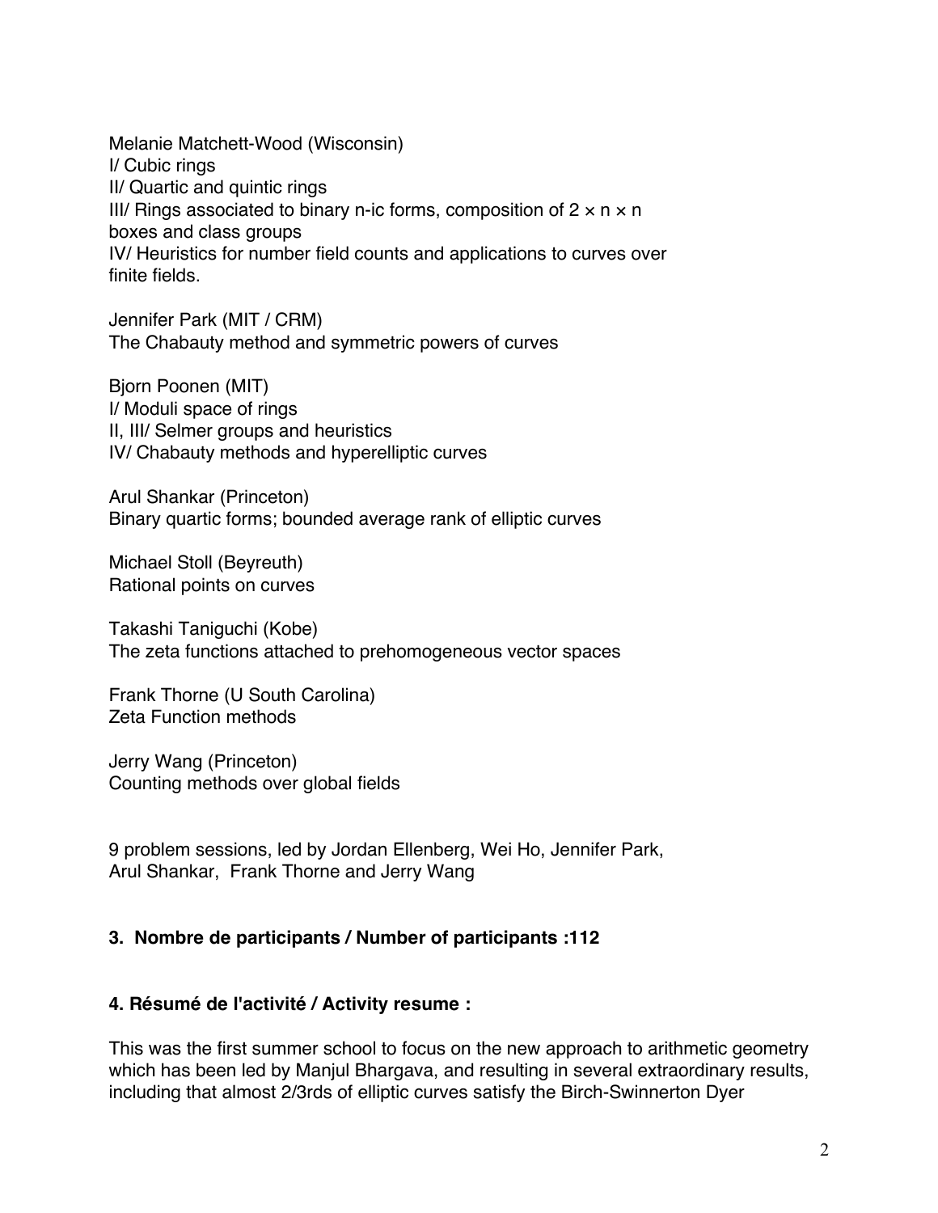Melanie Matchett-Wood (Wisconsin)
I/ Cubic rings
II/ Quartic and quintic rings
III/ Rings associated to binary n-ic forms, composition of $2 \times n \times n$ boxes and class groups
IV/ Heuristics for number field counts and applications to curves over finite fields.

Jennifer Park (MIT / CRM)
The Chabauty method and symmetric powers of curves

Bjorn Poonen (MIT)
I/ Moduli space of rings
II, III/ Selmer groups and heuristics
IV/ Chabauty methods and hyperelliptic curves

Arul Shankar (Princeton)
Binary quartic forms; bounded average rank of elliptic curves

Michael Stoll (Beyreuth)
Rational points on curves

Takashi Taniguchi (Kobe)
The zeta functions attached to prehomogeneous vector spaces

Frank Thorne (U South Carolina)
Zeta Function methods

Jerry Wang (Princeton)
Counting methods over global fields

9 problem sessions, led by Jordan Ellenberg, Wei Ho, Jennifer Park, Arul Shankar, Frank Thorne and Jerry Wang

**3. Nombre de participants / Number of participants :112**

**4. Résumé de l'activité / Activity resume :**

This was the first summer school to focus on the new approach to arithmetic geometry which has been led by Manjul Bhargava, and resulting in several extraordinary results, including that almost 2/3rds of elliptic curves satisfy the Birch-Swinnerton Dyer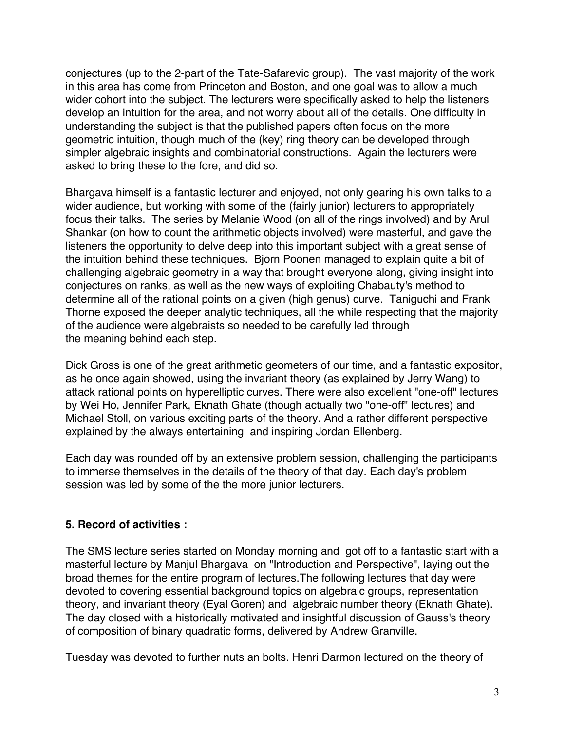conjectures (up to the 2-part of the Tate-Safarevic group). The vast majority of the work in this area has come from Princeton and Boston, and one goal was to allow a much wider cohort into the subject. The lecturers were specifically asked to help the listeners develop an intuition for the area, and not worry about all of the details. One difficulty in understanding the subject is that the published papers often focus on the more geometric intuition, though much of the (key) ring theory can be developed through simpler algebraic insights and combinatorial constructions. Again the lecturers were asked to bring these to the fore, and did so.

Bhargava himself is a fantastic lecturer and enjoyed, not only gearing his own talks to a wider audience, but working with some of the (fairly junior) lecturers to appropriately focus their talks. The series by Melanie Wood (on all of the rings involved) and by Arul Shankar (on how to count the arithmetic objects involved) were masterful, and gave the listeners the opportunity to delve deep into this important subject with a great sense of the intuition behind these techniques. Bjorn Poonen managed to explain quite a bit of challenging algebraic geometry in a way that brought everyone along, giving insight into conjectures on ranks, as well as the new ways of exploiting Chabauty's method to determine all of the rational points on a given (high genus) curve. Taniguchi and Frank Thorne exposed the deeper analytic techniques, all the while respecting that the majority of the audience were algebraists so needed to be carefully led through the meaning behind each step.

Dick Gross is one of the great arithmetic geometers of our time, and a fantastic expositor, as he once again showed, using the invariant theory (as explained by Jerry Wang) to attack rational points on hyperelliptic curves. There were also excellent "one-off" lectures by Wei Ho, Jennifer Park, Eknath Ghate (though actually two "one-off" lectures) and Michael Stoll, on various exciting parts of the theory. And a rather different perspective explained by the always entertaining and inspiring Jordan Ellenberg.

Each day was rounded off by an extensive problem session, challenging the participants to immerse themselves in the details of the theory of that day. Each day's problem session was led by some of the the more junior lecturers.

## 5. Record of activities :

The SMS lecture series started on Monday morning and got off to a fantastic start with a masterful lecture by Manjul Bhargava on "Introduction and Perspective", laying out the broad themes for the entire program of lectures.The following lectures that day were devoted to covering essential background topics on algebraic groups, representation theory, and invariant theory (Eyal Goren) and algebraic number theory (Eknath Ghate). The day closed with a historically motivated and insightful discussion of Gauss's theory of composition of binary quadratic forms, delivered by Andrew Granville.

Tuesday was devoted to further nuts an bolts. Henri Darmon lectured on the theory of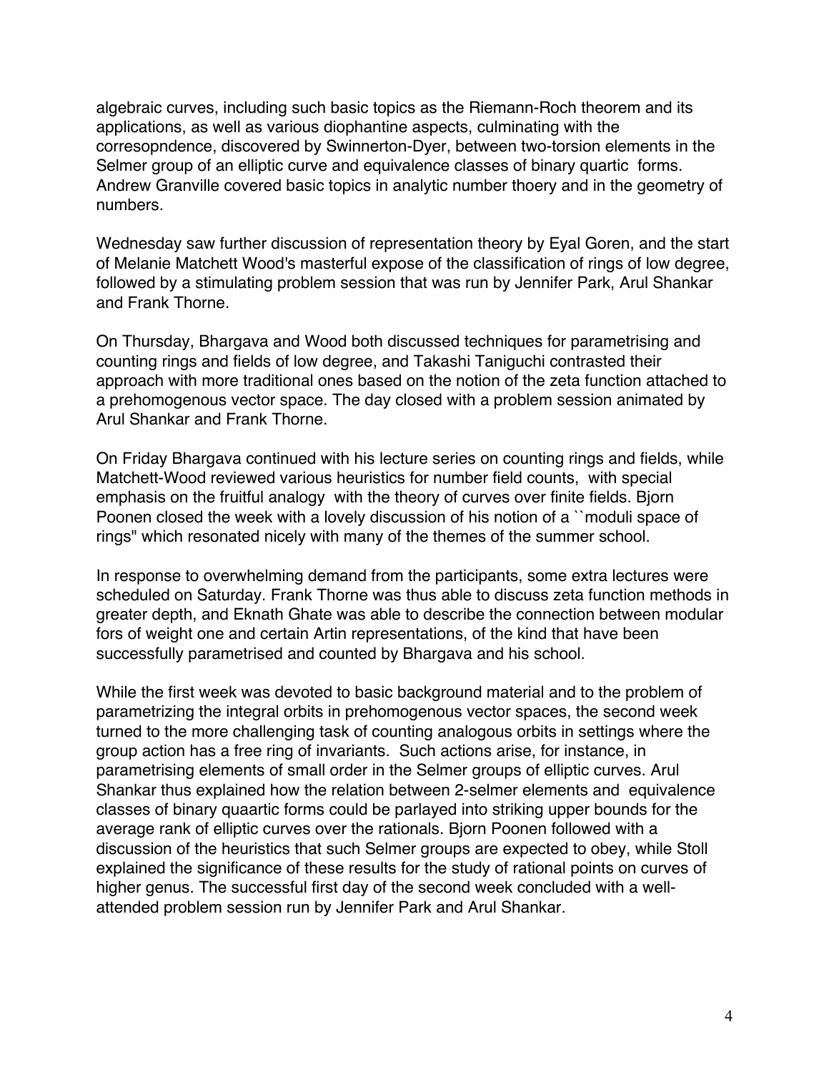algebraic curves, including such basic topics as the Riemann-Roch theorem and its applications, as well as various diophantine aspects, culminating with the corresopndence, discovered by Swinnerton-Dyer, between two-torsion elements in the Selmer group of an elliptic curve and equivalence classes of binary quartic forms. Andrew Granville covered basic topics in analytic number thoery and in the geometry of numbers.

Wednesday saw further discussion of representation theory by Eyal Goren, and the start of Melanie Matchett Wood's masterful expose of the classification of rings of low degree, followed by a stimulating problem session that was run by Jennifer Park, Arul Shankar and Frank Thorne.

On Thursday, Bhargava and Wood both discussed techniques for parametrising and counting rings and fields of low degree, and Takashi Taniguchi contrasted their approach with more traditional ones based on the notion of the zeta function attached to a prehomogenous vector space. The day closed with a problem session animated by Arul Shankar and Frank Thorne.

On Friday Bhargava continued with his lecture series on counting rings and fields, while Matchett-Wood reviewed various heuristics for number field counts, with special emphasis on the fruitful analogy with the theory of curves over finite fields. Bjorn Poonen closed the week with a lovely discussion of his notion of a ``moduli space of rings'' which resonated nicely with many of the themes of the summer school.

In response to overwhelming demand from the participants, some extra lectures were scheduled on Saturday. Frank Thorne was thus able to discuss zeta function methods in greater depth, and Eknath Ghate was able to describe the connection between modular fors of weight one and certain Artin representations, of the kind that have been successfully parametrised and counted by Bhargava and his school.

While the first week was devoted to basic background material and to the problem of parametrizing the integral orbits in prehomogenous vector spaces, the second week turned to the more challenging task of counting analogous orbits in settings where the group action has a free ring of invariants. Such actions arise, for instance, in parametrising elements of small order in the Selmer groups of elliptic curves. Arul Shankar thus explained how the relation between 2-selmer elements and equivalence classes of binary quaartic forms could be parlayed into striking upper bounds for the average rank of elliptic curves over the rationals. Bjorn Poonen followed with a discussion of the heuristics that such Selmer groups are expected to obey, while Stoll explained the significance of these results for the study of rational points on curves of higher genus. The successful first day of the second week concluded with a well-attended problem session run by Jennifer Park and Arul Shankar.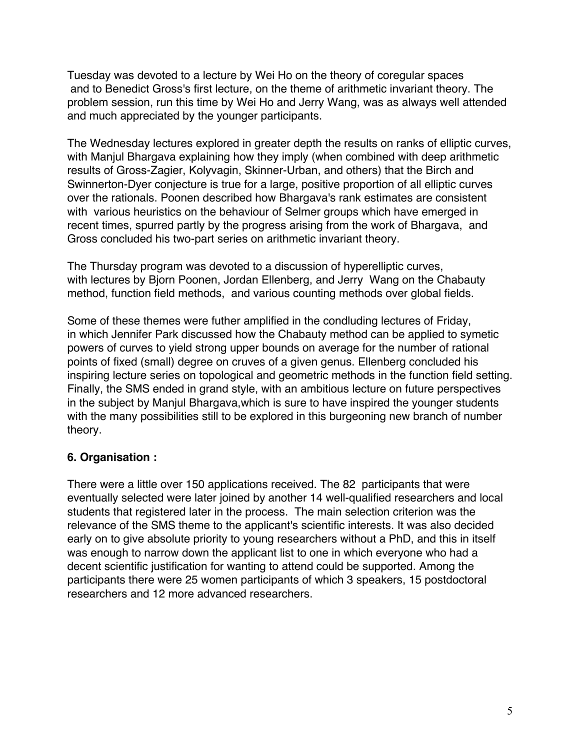Tuesday was devoted to a lecture by Wei Ho on the theory of coregular spaces and to Benedict Gross's first lecture, on the theme of arithmetic invariant theory. The problem session, run this time by Wei Ho and Jerry Wang, was as always well attended and much appreciated by the younger participants.

The Wednesday lectures explored in greater depth the results on ranks of elliptic curves, with Manjul Bhargava explaining how they imply (when combined with deep arithmetic results of Gross-Zagier, Kolyvagin, Skinner-Urban, and others) that the Birch and Swinnerton-Dyer conjecture is true for a large, positive proportion of all elliptic curves over the rationals. Poonen described how Bhargava's rank estimates are consistent with various heuristics on the behaviour of Selmer groups which have emerged in recent times, spurred partly by the progress arising from the work of Bhargava, and Gross concluded his two-part series on arithmetic invariant theory.

The Thursday program was devoted to a discussion of hyperelliptic curves, with lectures by Bjorn Poonen, Jordan Ellenberg, and Jerry Wang on the Chabauty method, function field methods, and various counting methods over global fields.

Some of these themes were futher amplified in the condluding lectures of Friday, in which Jennifer Park discussed how the Chabauty method can be applied to symetic powers of curves to yield strong upper bounds on average for the number of rational points of fixed (small) degree on cruves of a given genus. Ellenberg concluded his inspiring lecture series on topological and geometric methods in the function field setting. Finally, the SMS ended in grand style, with an ambitious lecture on future perspectives in the subject by Manjul Bhargava,which is sure to have inspired the younger students with the many possibilities still to be explored in this burgeoning new branch of number theory.

### 6. Organisation :

There were a little over 150 applications received. The 82 participants that were eventually selected were later joined by another 14 well-qualified researchers and local students that registered later in the process. The main selection criterion was the relevance of the SMS theme to the applicant's scientific interests. It was also decided early on to give absolute priority to young researchers without a PhD, and this in itself was enough to narrow down the applicant list to one in which everyone who had a decent scientific justification for wanting to attend could be supported. Among the participants there were 25 women participants of which 3 speakers, 15 postdoctoral researchers and 12 more advanced researchers.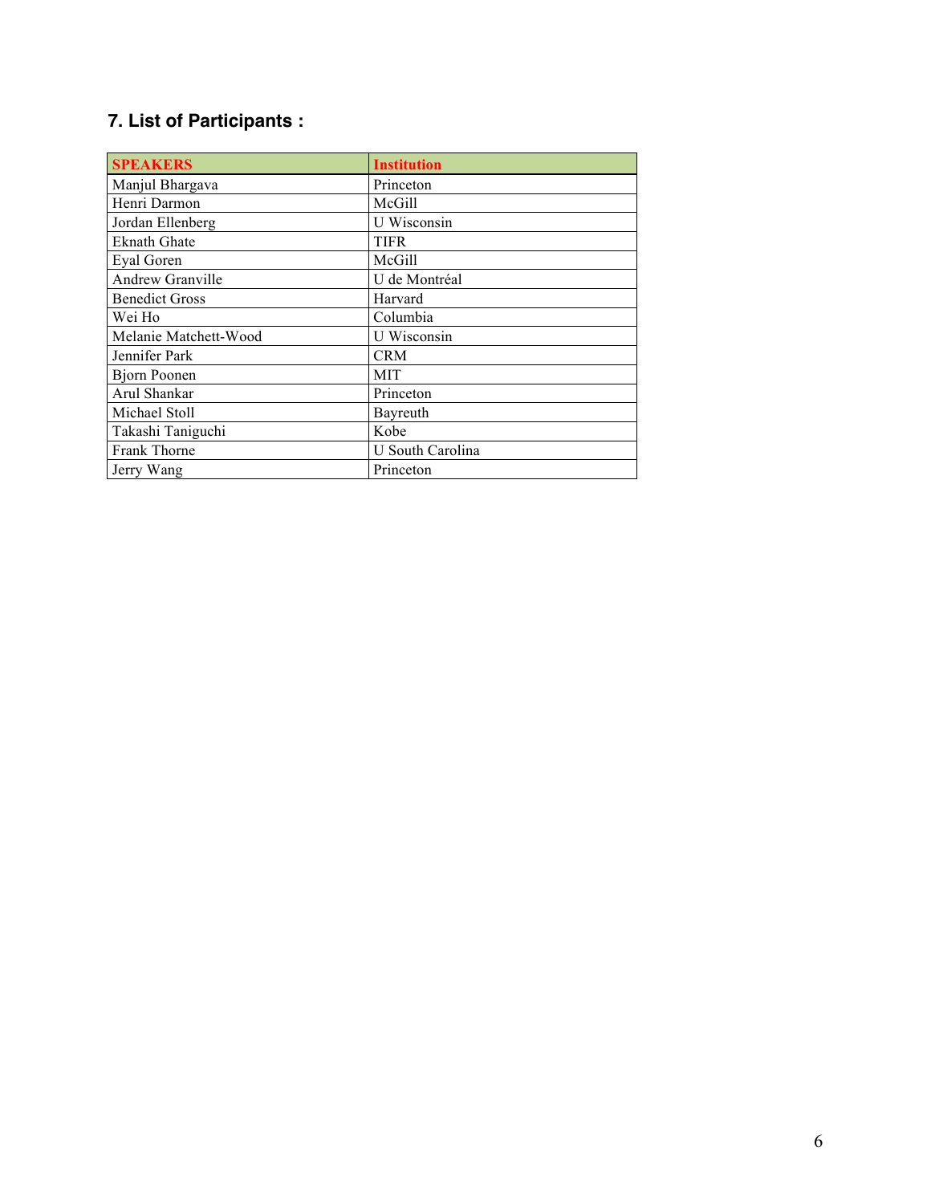## 7. List of Participants :

| SPEAKERS | Institution |
|---|---|
| Manjul Bhargava | Princeton |
| Henri Darmon | McGill |
| Jordan Ellenberg | U Wisconsin |
| Eknath Ghate | TIFR |
| Eyal Goren | McGill |
| Andrew Granville | U de Montréal |
| Benedict Gross | Harvard |
| Wei Ho | Columbia |
| Melanie Matchett-Wood | U Wisconsin |
| Jennifer Park | CRM |
| Bjorn Poonen | MIT |
| Arul Shankar | Princeton |
| Michael Stoll | Bayreuth |
| Takashi Taniguchi | Kobe |
| Frank Thorne | U South Carolina |
| Jerry Wang | Princeton |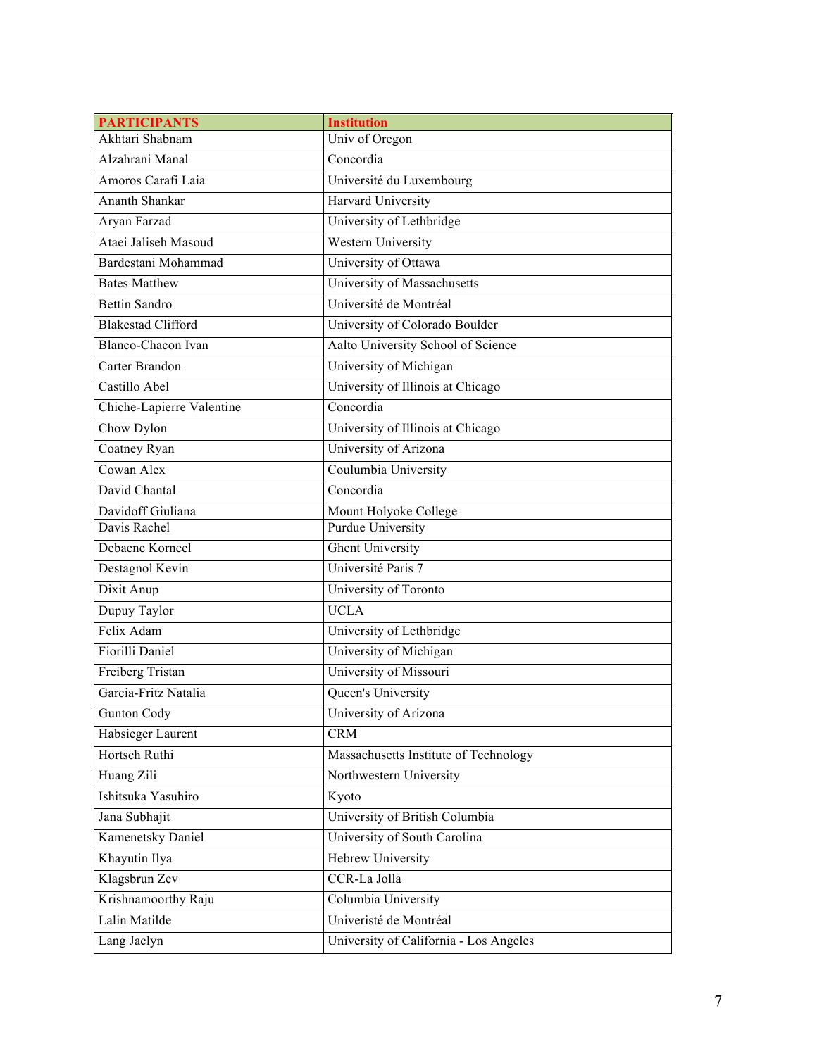| PARTICIPANTS | Institution |
|---|---|
| Akhtari Shabnam | Univ of Oregon |
| Alzahrani Manal | Concordia |
| Amoros Carafi Laia | Université du Luxembourg |
| Ananth Shankar | Harvard University |
| Aryan Farzad | University of Lethbridge |
| Ataei Jaliseh Masoud | Western University |
| Bardestani Mohammad | University of Ottawa |
| Bates Matthew | University of Massachusetts |
| Bettin Sandro | Université de Montréal |
| Blakestad Clifford | University of Colorado Boulder |
| Blanco-Chacon Ivan | Aalto University School of Science |
| Carter Brandon | University of Michigan |
| Castillo Abel | University of Illinois at Chicago |
| Chiche-Lapierre Valentine | Concordia |
| Chow Dylon | University of Illinois at Chicago |
| Coatney Ryan | University of Arizona |
| Cowan Alex | Coulumbia University |
| David Chantal | Concordia |
| Davidoff Giuliana | Mount Holyoke College |
| Davis Rachel | Purdue University |
| Debaene Korneel | Ghent University |
| Destagnol Kevin | Université Paris 7 |
| Dixit Anup | University of Toronto |
| Dupuy Taylor | UCLA |
| Felix Adam | University of Lethbridge |
| Fiorilli Daniel | University of Michigan |
| Freiberg Tristan | University of Missouri |
| Garcia-Fritz Natalia | Queen's University |
| Gunton Cody | University of Arizona |
| Habsieger Laurent | CRM |
| Hortsch Ruthi | Massachusetts Institute of Technology |
| Huang Zili | Northwestern University |
| Ishitsuka Yasuhiro | Kyoto |
| Jana Subhajit | University of British Columbia |
| Kamenetsky Daniel | University of South Carolina |
| Khayutin Ilya | Hebrew University |
| Klagsbrun Zev | CCR-La Jolla |
| Krishnamoorthy Raju | Columbia University |
| Lalin Matilde | Univeristé de Montréal |
| Lang Jaclyn | University of California - Los Angeles |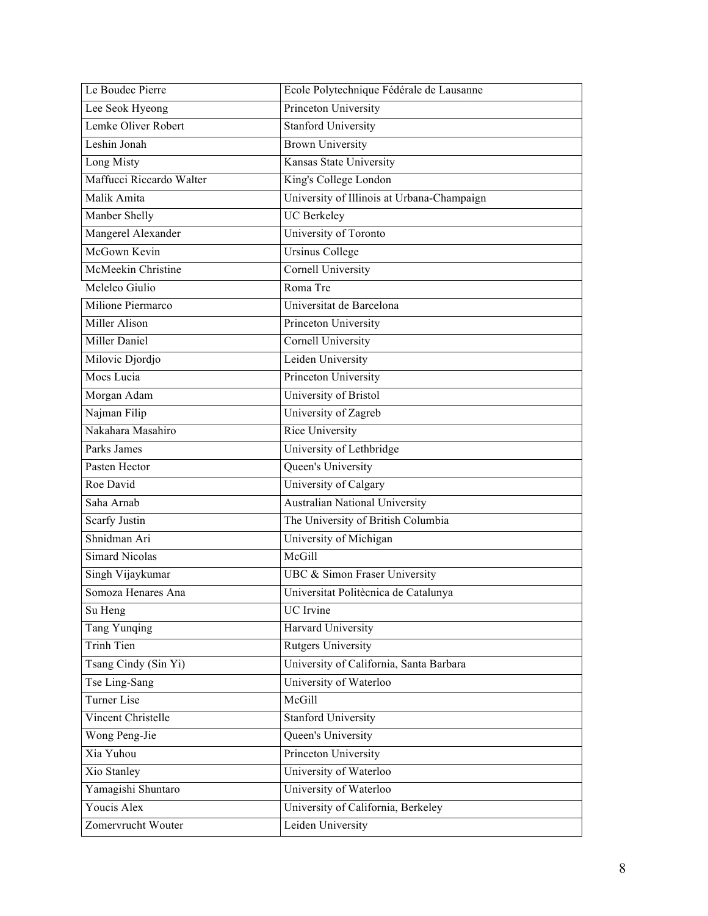| Le Boudec Pierre | Ecole Polytechnique Fédérale de Lausanne |
|---|---|
| Lee Seok Hyeong | Princeton University |
| Lemke Oliver Robert | Stanford University |
| Leshin Jonah | Brown University |
| Long Misty | Kansas State University |
| Maffucci Riccardo Walter | King's College London |
| Malik Amita | University of Illinois at Urbana-Champaign |
| Manber Shelly | UC Berkeley |
| Mangerel Alexander | University of Toronto |
| McGown Kevin | Ursinus College |
| McMeekin Christine | Cornell University |
| Meleleo Giulio | Roma Tre |
| Milione Piermarco | Universitat de Barcelona |
| Miller Alison | Princeton University |
| Miller Daniel | Cornell University |
| Milovic Djordjo | Leiden University |
| Mocs Lucia | Princeton University |
| Morgan Adam | University of Bristol |
| Najman Filip | University of Zagreb |
| Nakahara Masahiro | Rice University |
| Parks James | University of Lethbridge |
| Pasten Hector | Queen's University |
| Roe David | University of Calgary |
| Saha Arnab | Australian National University |
| Scarfy Justin | The University of British Columbia |
| Shnidman Ari | University of Michigan |
| Simard Nicolas | McGill |
| Singh Vijaykumar | UBC & Simon Fraser University |
| Somoza Henares Ana | Universitat Politècnica de Catalunya |
| Su Heng | UC Irvine |
| Tang Yunqing | Harvard University |
| Trinh Tien | Rutgers University |
| Tsang Cindy (Sin Yi) | University of California, Santa Barbara |
| Tse Ling-Sang | University of Waterloo |
| Turner Lise | McGill |
| Vincent Christelle | Stanford University |
| Wong Peng-Jie | Queen's University |
| Xia Yuhou | Princeton University |
| Xio Stanley | University of Waterloo |
| Yamagishi Shuntaro | University of Waterloo |
| Youcis Alex | University of California, Berkeley |
| Zomervrucht Wouter | Leiden University |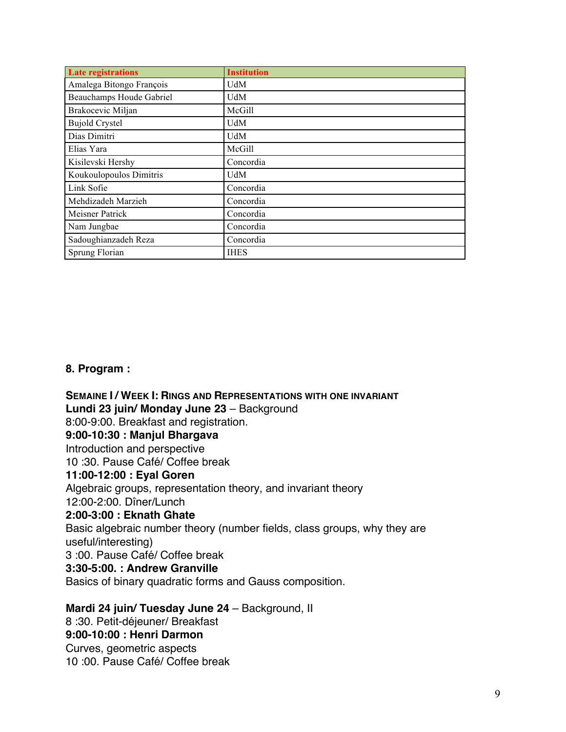| Late registrations | Institution |
| --- | --- |
| Amalega Bitongo François | UdM |
| Beauchamps Houde Gabriel | UdM |
| Brakocevic Miljan | McGill |
| Bujold Crystel | UdM |
| Dias Dimitri | UdM |
| Elias Yara | McGill |
| Kisilevski Hershy | Concordia |
| Koukoulopoulos Dimitris | UdM |
| Link Sofie | Concordia |
| Mehdizadeh Marzieh | Concordia |
| Meisner Patrick | Concordia |
| Nam Jungbae | Concordia |
| Sadoughianzadeh Reza | Concordia |
| Sprung Florian | IHES |

## 8. Program :

**SEMAINE I / WEEK I: RINGS AND REPRESENTATIONS WITH ONE INVARIANT**

**Lundi 23 juin/ Monday June 23** – Background
8:00-9:00. Breakfast and registration.
**9:00-10:30 : Manjul Bhargava**
Introduction and perspective
10 :30. Pause Café/ Coffee break
**11:00-12:00 : Eyal Goren**
Algebraic groups, representation theory, and invariant theory
12:00-2:00. Dîner/Lunch
**2:00-3:00 : Eknath Ghate**
Basic algebraic number theory (number fields, class groups, why they are useful/interesting)
3 :00. Pause Café/ Coffee break
**3:30-5:00. : Andrew Granville**
Basics of binary quadratic forms and Gauss composition.

**Mardi 24 juin/ Tuesday June 24** – Background, II
8 :30. Petit-déjeuner/ Breakfast
**9:00-10:00 : Henri Darmon**
Curves, geometric aspects
10 :00. Pause Café/ Coffee break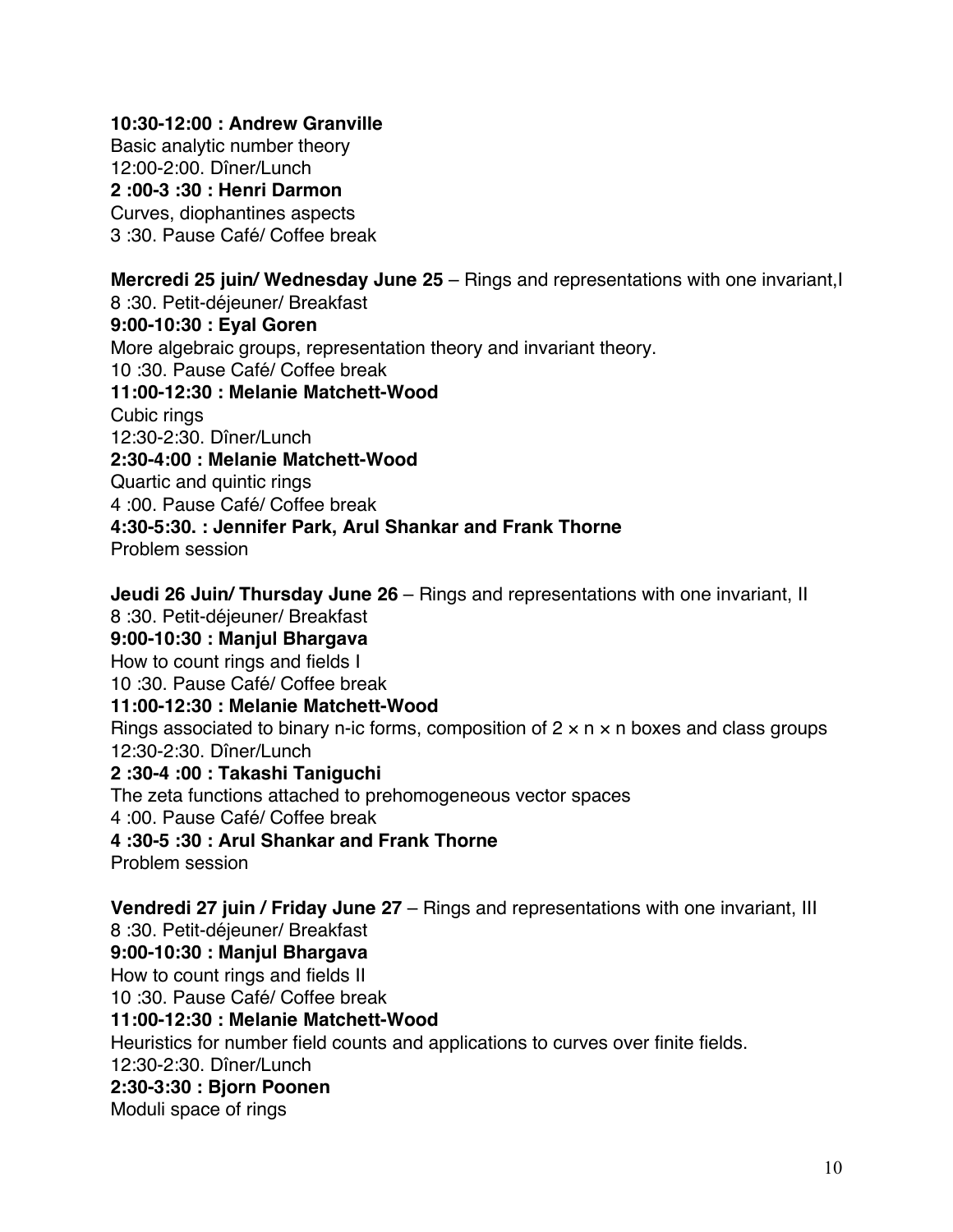**10:30-12:00 : Andrew Granville**
Basic analytic number theory
12:00-2:00. Dîner/Lunch
**2 :00-3 :30 : Henri Darmon**
Curves, diophantines aspects
3 :30. Pause Café/ Coffee break

**Mercredi 25 juin/ Wednesday June 25** – Rings and representations with one invariant,I
8 :30. Petit-déjeuner/ Breakfast
**9:00-10:30 : Eyal Goren**
More algebraic groups, representation theory and invariant theory.
10 :30. Pause Café/ Coffee break
**11:00-12:30 : Melanie Matchett-Wood**
Cubic rings
12:30-2:30. Dîner/Lunch
**2:30-4:00 : Melanie Matchett-Wood**
Quartic and quintic rings
4 :00. Pause Café/ Coffee break
**4:30-5:30. : Jennifer Park, Arul Shankar and Frank Thorne**
Problem session

**Jeudi 26 Juin/ Thursday June 26** – Rings and representations with one invariant, II
8 :30. Petit-déjeuner/ Breakfast
**9:00-10:30 : Manjul Bhargava**
How to count rings and fields I
10 :30. Pause Café/ Coffee break
**11:00-12:30 : Melanie Matchett-Wood**
Rings associated to binary n-ic forms, composition of $2 \times n \times n$ boxes and class groups
12:30-2:30. Dîner/Lunch
**2 :30-4 :00 : Takashi Taniguchi**
The zeta functions attached to prehomogeneous vector spaces
4 :00. Pause Café/ Coffee break
**4 :30-5 :30 : Arul Shankar and Frank Thorne**
Problem session

**Vendredi 27 juin / Friday June 27** – Rings and representations with one invariant, III
8 :30. Petit-déjeuner/ Breakfast
**9:00-10:30 : Manjul Bhargava**
How to count rings and fields II
10 :30. Pause Café/ Coffee break
**11:00-12:30 : Melanie Matchett-Wood**
Heuristics for number field counts and applications to curves over finite fields.
12:30-2:30. Dîner/Lunch
**2:30-3:30 : Bjorn Poonen**
Moduli space of rings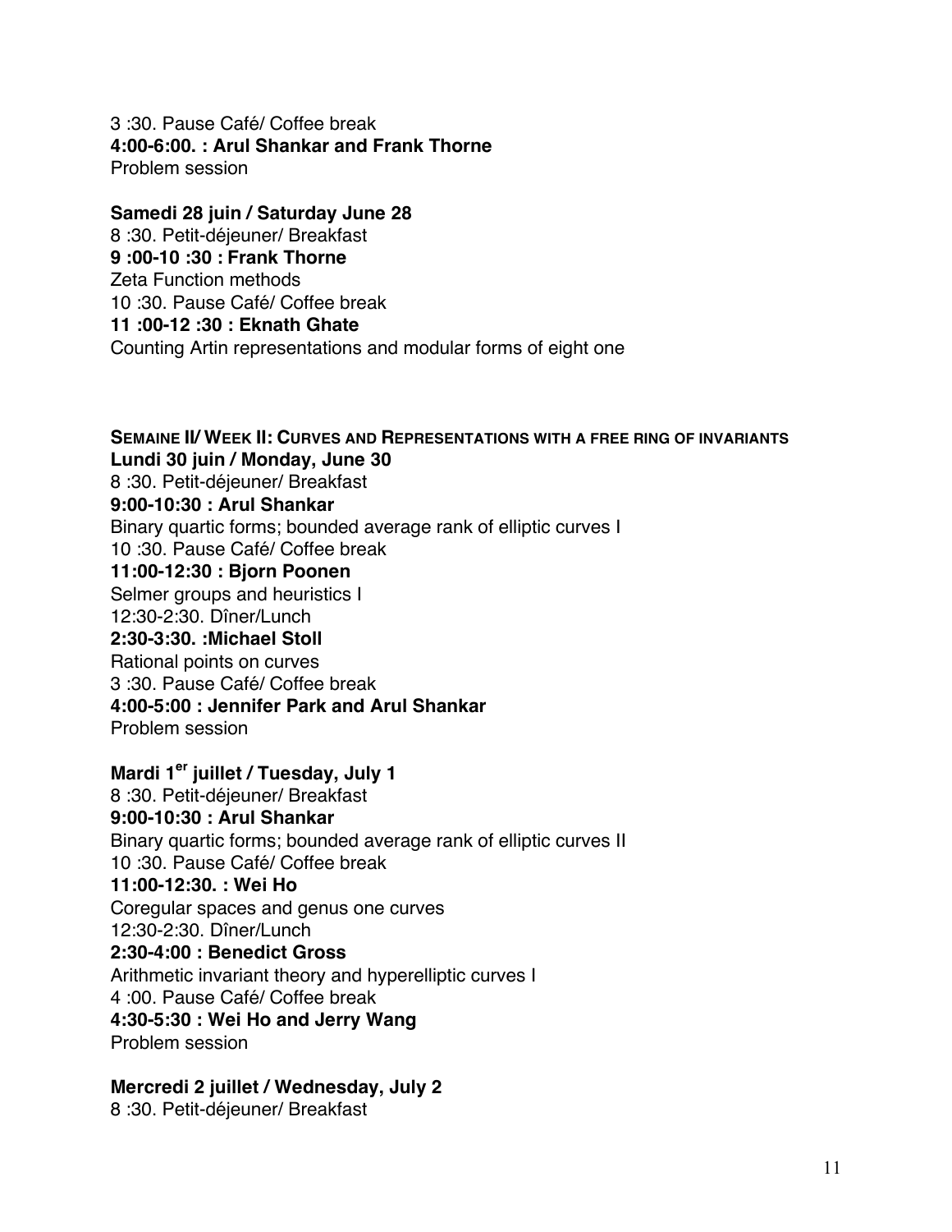3 :30. Pause Café/ Coffee break  
**4:00-6:00. : Arul Shankar and Frank Thorne**  
Problem session

**Samedi 28 juin / Saturday June 28**  
8 :30. Petit-déjeuner/ Breakfast  
**9 :00-10 :30 : Frank Thorne**  
Zeta Function methods  
10 :30. Pause Café/ Coffee break  
**11 :00-12 :30 : Eknath Ghate**  
Counting Artin representations and modular forms of eight one

## SEMAINE II/ WEEK II: CURVES AND REPRESENTATIONS WITH A FREE RING OF INVARIANTS

**Lundi 30 juin / Monday, June 30**  
8 :30. Petit-déjeuner/ Breakfast  
**9:00-10:30 : Arul Shankar**  
Binary quartic forms; bounded average rank of elliptic curves I  
10 :30. Pause Café/ Coffee break  
**11:00-12:30 : Bjorn Poonen**  
Selmer groups and heuristics I  
12:30-2:30. Dîner/Lunch  
**2:30-3:30. :Michael Stoll**  
Rational points on curves  
3 :30. Pause Café/ Coffee break  
**4:00-5:00 : Jennifer Park and Arul Shankar**  
Problem session

**Mardi 1er juillet / Tuesday, July 1**  
8 :30. Petit-déjeuner/ Breakfast  
**9:00-10:30 : Arul Shankar**  
Binary quartic forms; bounded average rank of elliptic curves II  
10 :30. Pause Café/ Coffee break  
**11:00-12:30. : Wei Ho**  
Coregular spaces and genus one curves  
12:30-2:30. Dîner/Lunch  
**2:30-4:00 : Benedict Gross**  
Arithmetic invariant theory and hyperelliptic curves I  
4 :00. Pause Café/ Coffee break  
**4:30-5:30 : Wei Ho and Jerry Wang**  
Problem session

**Mercredi 2 juillet / Wednesday, July 2**  
8 :30. Petit-déjeuner/ Breakfast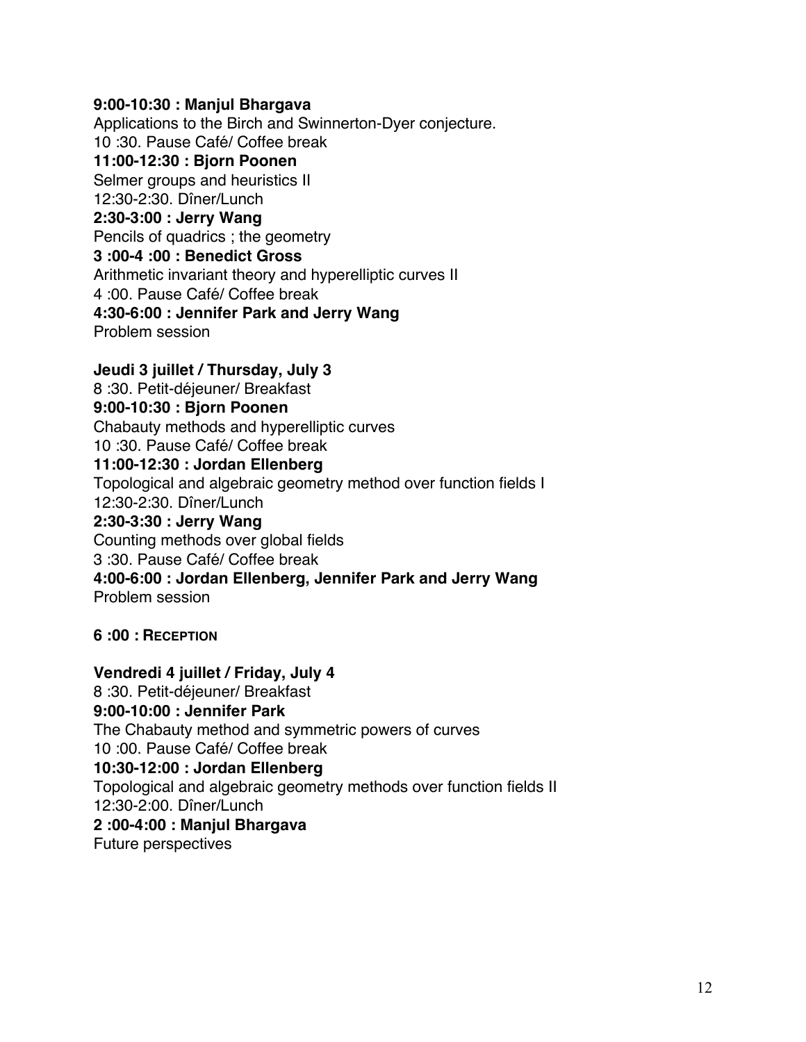**9:00-10:30 : Manjul Bhargava**
Applications to the Birch and Swinnerton-Dyer conjecture.
10 :30. Pause Café/ Coffee break
**11:00-12:30 : Bjorn Poonen**
Selmer groups and heuristics II
12:30-2:30. Dîner/Lunch
**2:30-3:00 : Jerry Wang**
Pencils of quadrics ; the geometry
**3 :00-4 :00 : Benedict Gross**
Arithmetic invariant theory and hyperelliptic curves II
4 :00. Pause Café/ Coffee break
**4:30-6:00 : Jennifer Park and Jerry Wang**
Problem session

**Jeudi 3 juillet / Thursday, July 3**
8 :30. Petit-déjeuner/ Breakfast
**9:00-10:30 : Bjorn Poonen**
Chabauty methods and hyperelliptic curves
10 :30. Pause Café/ Coffee break
**11:00-12:30 : Jordan Ellenberg**
Topological and algebraic geometry method over function fields I
12:30-2:30. Dîner/Lunch
**2:30-3:30 : Jerry Wang**
Counting methods over global fields
3 :30. Pause Café/ Coffee break
**4:00-6:00 : Jordan Ellenberg, Jennifer Park and Jerry Wang**
Problem session

**6 :00 : RECEPTION**

**Vendredi 4 juillet / Friday, July 4**
8 :30. Petit-déjeuner/ Breakfast
**9:00-10:00 : Jennifer Park**
The Chabauty method and symmetric powers of curves
10 :00. Pause Café/ Coffee break
**10:30-12:00 : Jordan Ellenberg**
Topological and algebraic geometry methods over function fields II
12:30-2:00. Dîner/Lunch
**2 :00-4:00 : Manjul Bhargava**
Future perspectives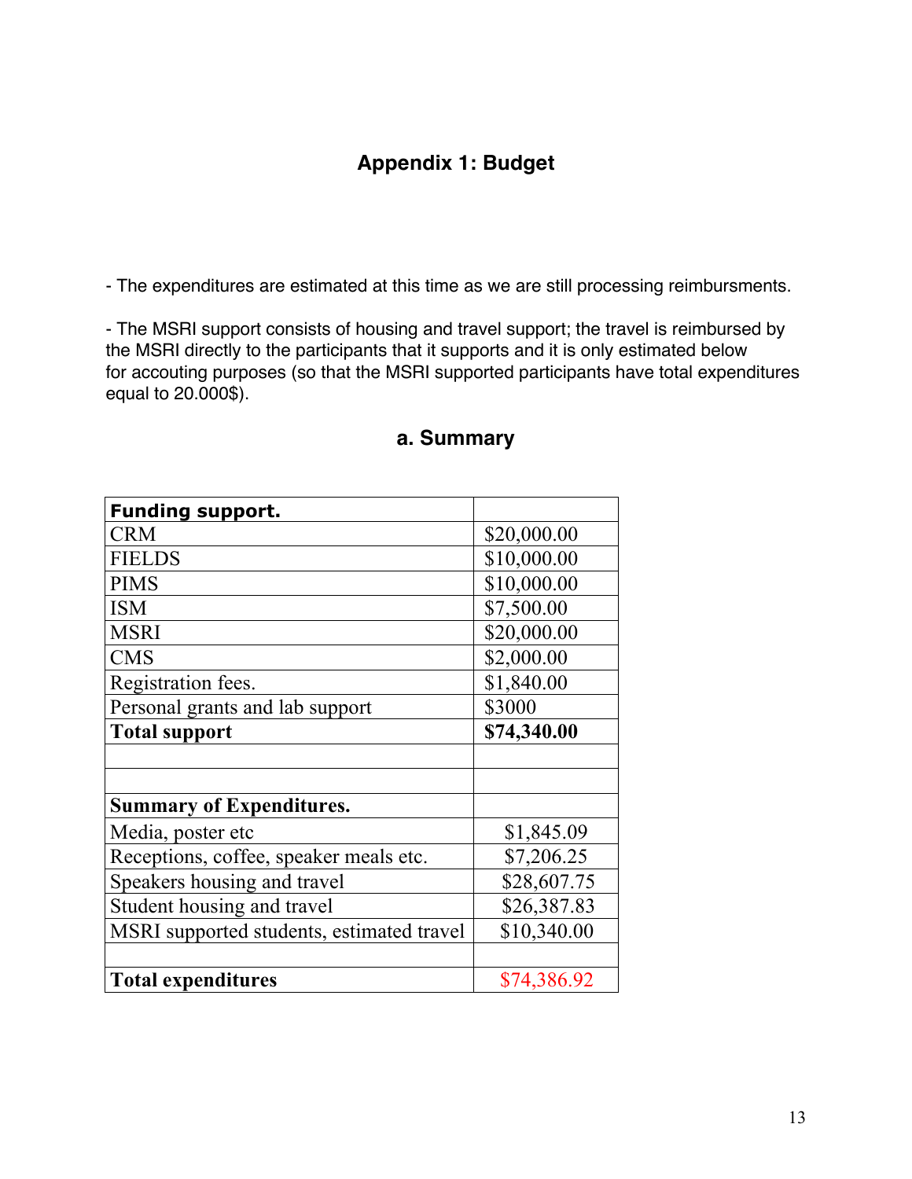## Appendix 1: Budget

- The expenditures are estimated at this time as we are still processing reimbursments.

- The MSRI support consists of housing and travel support; the travel is reimbursed by the MSRI directly to the participants that it supports and it is only estimated below for accouting purposes (so that the MSRI supported participants have total expenditures equal to 20.000$).

### a. Summary

| **Funding support.** | |
|---|---|
| CRM | $20,000.00 |
| FIELDS | $10,000.00 |
| PIMS | $10,000.00 |
| ISM | $7,500.00 |
| MSRI | $20,000.00 |
| CMS | $2,000.00 |
| Registration fees. | $1,840.00 |
| Personal grants and lab support | $3000 |
| **Total support** | **$74,340.00** |
| | |
| | |
| **Summary of Expenditures.** | |
| Media, poster etc | $1,845.09 |
| Receptions, coffee, speaker meals etc. | $7,206.25 |
| Speakers housing and travel | $28,607.75 |
| Student housing and travel | $26,387.83 |
| MSRI supported students, estimated travel | $10,340.00 |
| | |
| **Total expenditures** | $74,386.92 |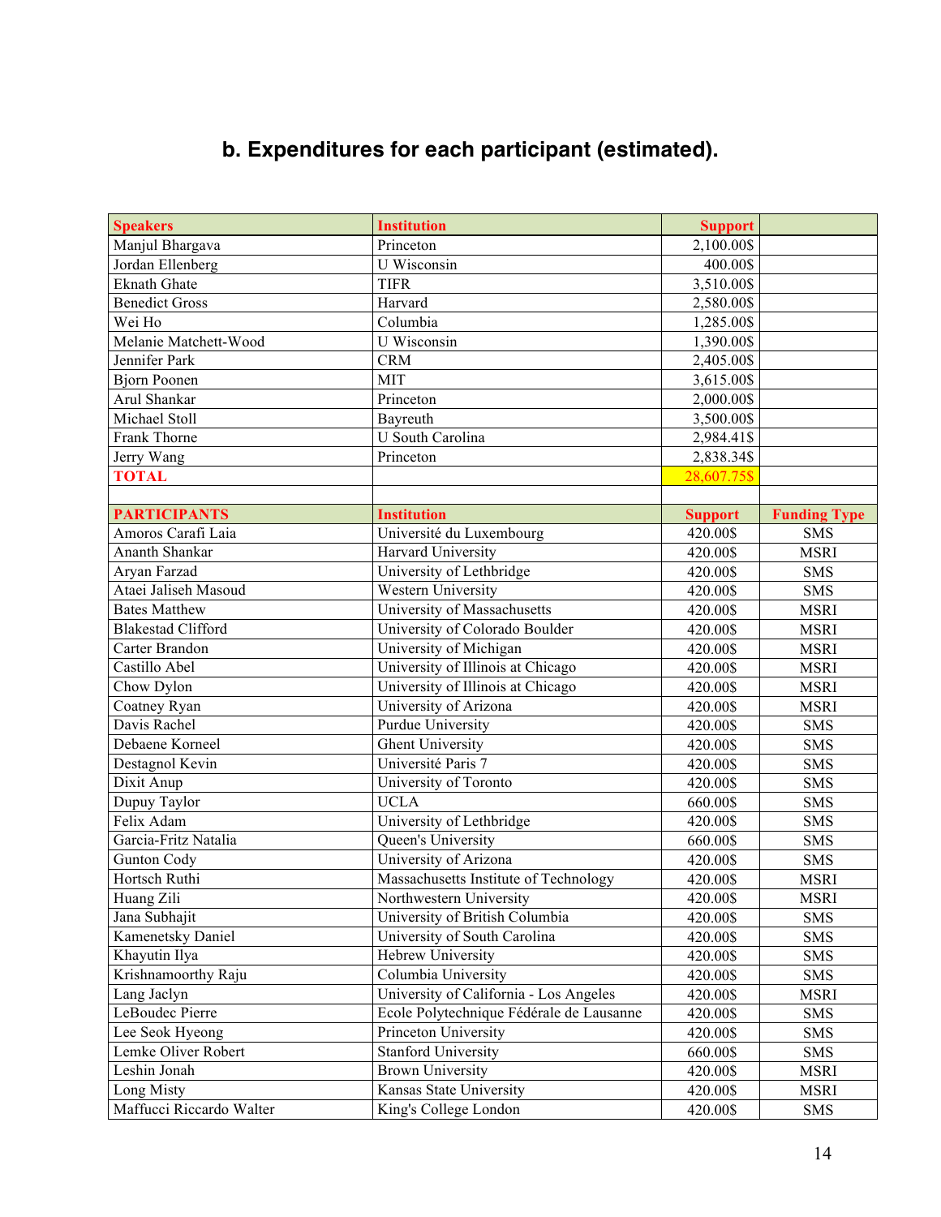## b. Expenditures for each participant (estimated).

| Speakers | Institution | Support | |
|---|---|---|---|
| Manjul Bhargava | Princeton | 2,100.00$ | |
| Jordan Ellenberg | U Wisconsin | 400.00$ | |
| Eknath Ghate | TIFR | 3,510.00$ | |
| Benedict Gross | Harvard | 2,580.00$ | |
| Wei Ho | Columbia | 1,285.00$ | |
| Melanie Matchett-Wood | U Wisconsin | 1,390.00$ | |
| Jennifer Park | CRM | 2,405.00$ | |
| Bjorn Poonen | MIT | 3,615.00$ | |
| Arul Shankar | Princeton | 2,000.00$ | |
| Michael Stoll | Bayreuth | 3,500.00$ | |
| Frank Thorne | U South Carolina | 2,984.41$ | |
| Jerry Wang | Princeton | 2,838.34$ | |
| **TOTAL** | | 28,607.75$ | |
| | | | |
| **PARTICIPANTS** | **Institution** | **Support** | **Funding Type** |
| Amoros Carafi Laia | Université du Luxembourg | 420.00$ | SMS |
| Ananth Shankar | Harvard University | 420.00$ | MSRI |
| Aryan Farzad | University of Lethbridge | 420.00$ | SMS |
| Ataei Jaliseh Masoud | Western University | 420.00$ | SMS |
| Bates Matthew | University of Massachusetts | 420.00$ | MSRI |
| Blakestad Clifford | University of Colorado Boulder | 420.00$ | MSRI |
| Carter Brandon | University of Michigan | 420.00$ | MSRI |
| Castillo Abel | University of Illinois at Chicago | 420.00$ | MSRI |
| Chow Dylon | University of Illinois at Chicago | 420.00$ | MSRI |
| Coatney Ryan | University of Arizona | 420.00$ | MSRI |
| Davis Rachel | Purdue University | 420.00$ | SMS |
| Debaene Korneel | Ghent University | 420.00$ | SMS |
| Destagnol Kevin | Université Paris 7 | 420.00$ | SMS |
| Dixit Anup | University of Toronto | 420.00$ | SMS |
| Dupuy Taylor | UCLA | 660.00$ | SMS |
| Felix Adam | University of Lethbridge | 420.00$ | SMS |
| Garcia-Fritz Natalia | Queen's University | 660.00$ | SMS |
| Gunton Cody | University of Arizona | 420.00$ | SMS |
| Hortsch Ruthi | Massachusetts Institute of Technology | 420.00$ | MSRI |
| Huang Zili | Northwestern University | 420.00$ | MSRI |
| Jana Subhajit | University of British Columbia | 420.00$ | SMS |
| Kamenetsky Daniel | University of South Carolina | 420.00$ | SMS |
| Khayutin Ilya | Hebrew University | 420.00$ | SMS |
| Krishnamoorthy Raju | Columbia University | 420.00$ | SMS |
| Lang Jaclyn | University of California - Los Angeles | 420.00$ | MSRI |
| LeBoudec Pierre | Ecole Polytechnique Fédérale de Lausanne | 420.00$ | SMS |
| Lee Seok Hyeong | Princeton University | 420.00$ | SMS |
| Lemke Oliver Robert | Stanford University | 660.00$ | SMS |
| Leshin Jonah | Brown University | 420.00$ | MSRI |
| Long Misty | Kansas State University | 420.00$ | MSRI |
| Maffucci Riccardo Walter | King's College London | 420.00$ | SMS |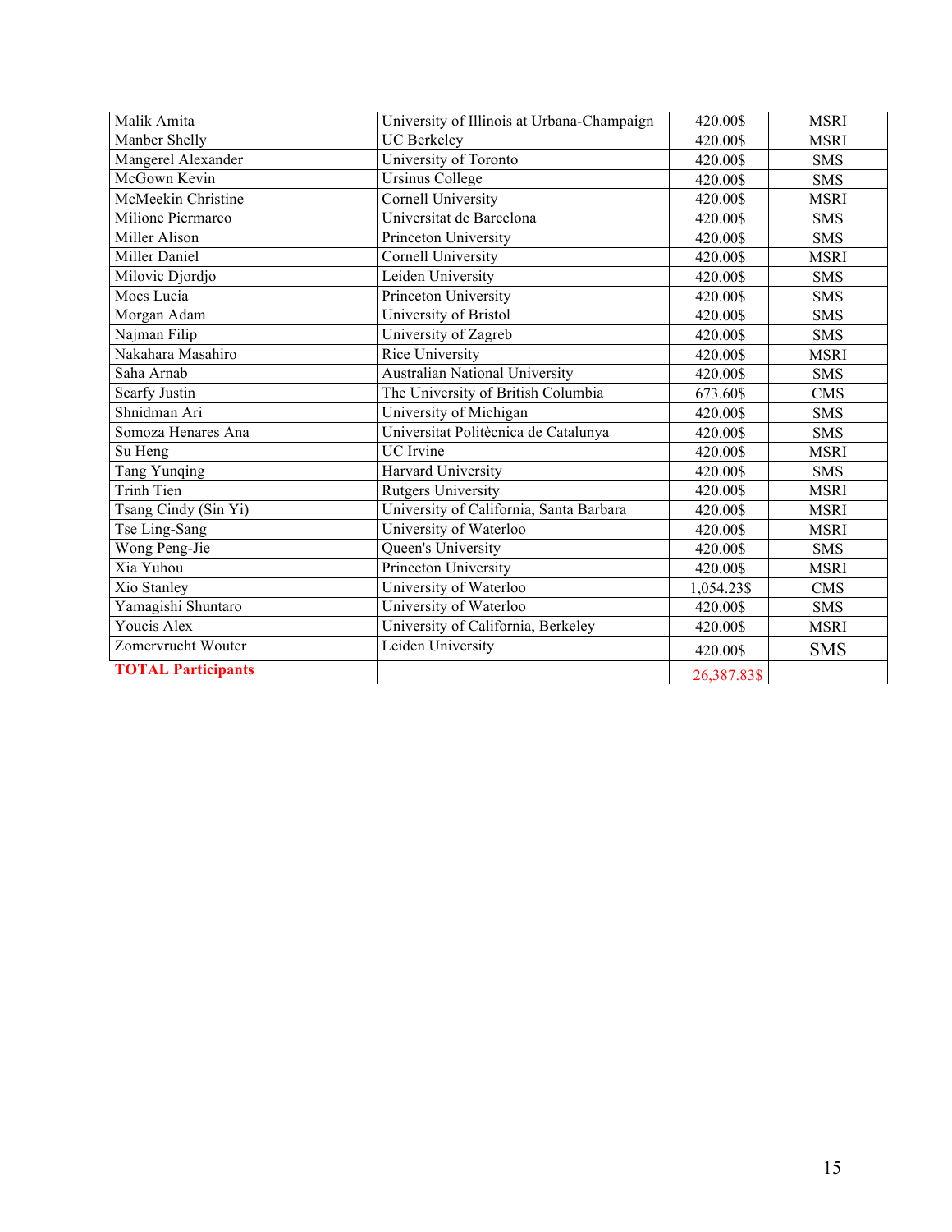| | | | |
|---|---|---|---|
| Malik Amita | University of Illinois at Urbana-Champaign | 420.00$ | MSRI |
| Manber Shelly | UC Berkeley | 420.00$ | MSRI |
| Mangerel Alexander | University of Toronto | 420.00$ | SMS |
| McGown Kevin | Ursinus College | 420.00$ | SMS |
| McMeekin Christine | Cornell University | 420.00$ | MSRI |
| Milione Piermarco | Universitat de Barcelona | 420.00$ | SMS |
| Miller Alison | Princeton University | 420.00$ | SMS |
| Miller Daniel | Cornell University | 420.00$ | MSRI |
| Milovic Djordjo | Leiden University | 420.00$ | SMS |
| Mocs Lucia | Princeton University | 420.00$ | SMS |
| Morgan Adam | University of Bristol | 420.00$ | SMS |
| Najman Filip | University of Zagreb | 420.00$ | SMS |
| Nakahara Masahiro | Rice University | 420.00$ | MSRI |
| Saha Arnab | Australian National University | 420.00$ | SMS |
| Scarfy Justin | The University of British Columbia | 673.60$ | CMS |
| Shnidman Ari | University of Michigan | 420.00$ | SMS |
| Somoza Henares Ana | Universitat Politècnica de Catalunya | 420.00$ | SMS |
| Su Heng | UC Irvine | 420.00$ | MSRI |
| Tang Yunqing | Harvard University | 420.00$ | SMS |
| Trinh Tien | Rutgers University | 420.00$ | MSRI |
| Tsang Cindy (Sin Yi) | University of California, Santa Barbara | 420.00$ | MSRI |
| Tse Ling-Sang | University of Waterloo | 420.00$ | MSRI |
| Wong Peng-Jie | Queen's University | 420.00$ | SMS |
| Xia Yuhou | Princeton University | 420.00$ | MSRI |
| Xio Stanley | University of Waterloo | 1,054.23$ | CMS |
| Yamagishi Shuntaro | University of Waterloo | 420.00$ | SMS |
| Youcis Alex | University of California, Berkeley | 420.00$ | MSRI |
| Zomervrucht Wouter | Leiden University | 420.00$ | SMS |
| **TOTAL Participants** | | 26,387.83$ | |